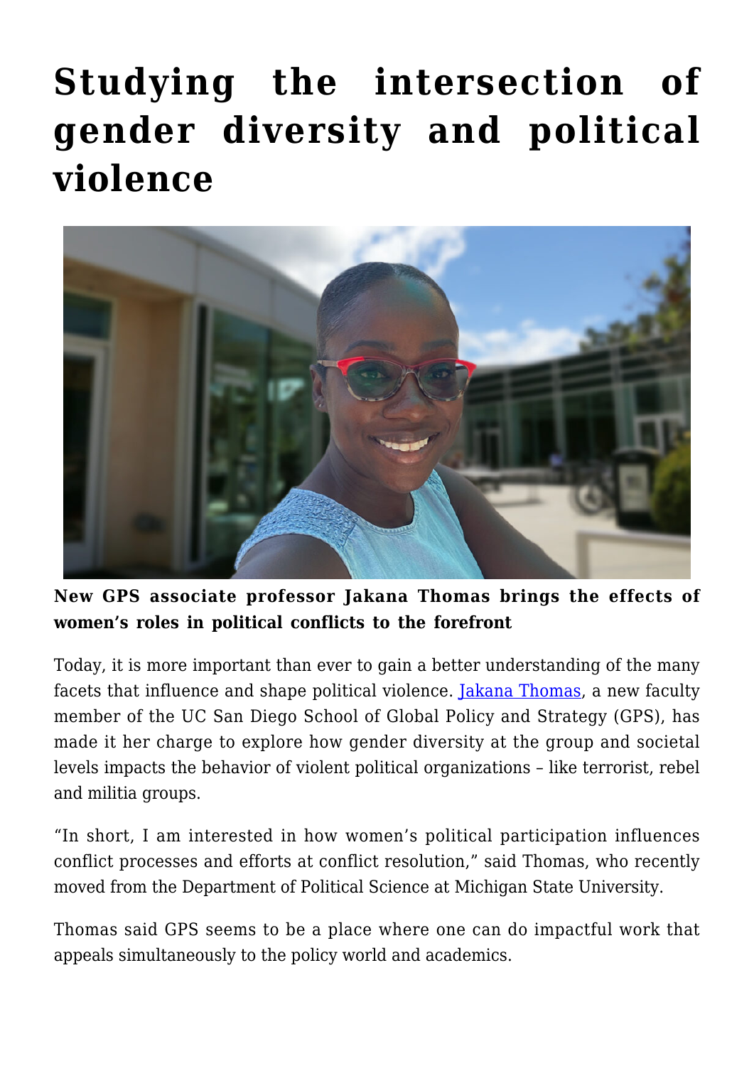# Studying the intersection of gender diversity and political violence

**New GPS associate professor Jakana Thomas brings the effects of women's roles in political conflicts to the forefront**

Today, it is more important than ever to gain a better understanding of the many facets that influence and shape political violence. Jakana Thomas, a new faculty member of the UC San Diego School of Global Policy and Strategy (GPS), has made it her charge to explore how gender diversity at the group and societal levels impacts the behavior of violent political organizations – like terrorist, rebel and militia groups.

"In short, I am interested in how women's political participation influences conflict processes and efforts at conflict resolution," said Thomas, who recently moved from the Department of Political Science at Michigan State University.

Thomas said GPS seems to be a place where one can do impactful work that appeals simultaneously to the policy world and academics.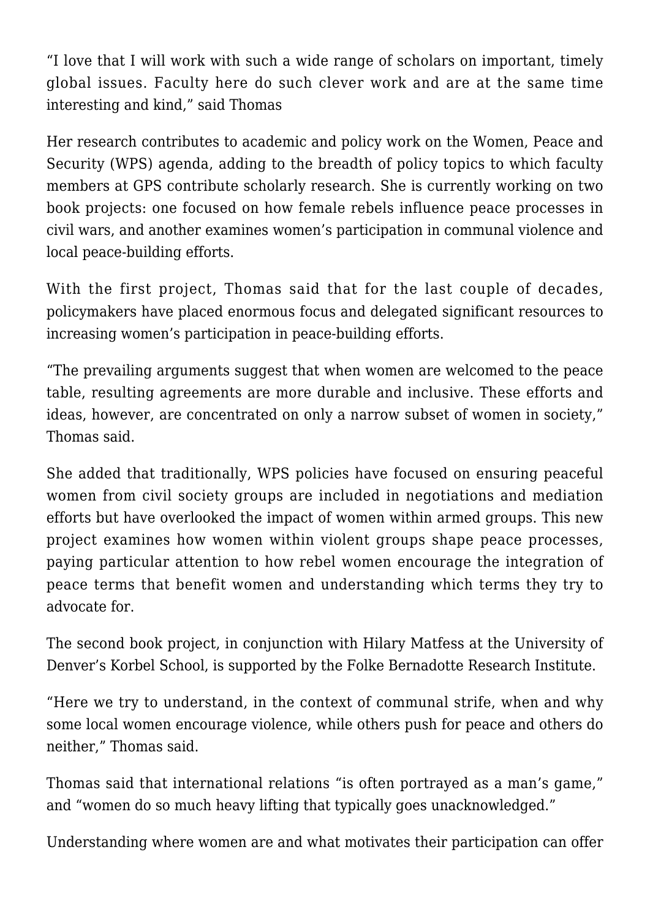"I love that I will work with such a wide range of scholars on important, timely global issues. Faculty here do such clever work and are at the same time interesting and kind," said Thomas

Her research contributes to academic and policy work on the Women, Peace and Security (WPS) agenda, adding to the breadth of policy topics to which faculty members at GPS contribute scholarly research. She is currently working on two book projects: one focused on how female rebels influence peace processes in civil wars, and another examines women's participation in communal violence and local peace-building efforts.

With the first project, Thomas said that for the last couple of decades, policymakers have placed enormous focus and delegated significant resources to increasing women's participation in peace-building efforts.

"The prevailing arguments suggest that when women are welcomed to the peace table, resulting agreements are more durable and inclusive. These efforts and ideas, however, are concentrated on only a narrow subset of women in society," Thomas said.

She added that traditionally, WPS policies have focused on ensuring peaceful women from civil society groups are included in negotiations and mediation efforts but have overlooked the impact of women within armed groups. This new project examines how women within violent groups shape peace processes, paying particular attention to how rebel women encourage the integration of peace terms that benefit women and understanding which terms they try to advocate for.

The second book project, in conjunction with Hilary Matfess at the University of Denver's Korbel School, is supported by the Folke Bernadotte Research Institute.

"Here we try to understand, in the context of communal strife, when and why some local women encourage violence, while others push for peace and others do neither," Thomas said.

Thomas said that international relations "is often portrayed as a man's game," and "women do so much heavy lifting that typically goes unacknowledged."

Understanding where women are and what motivates their participation can offer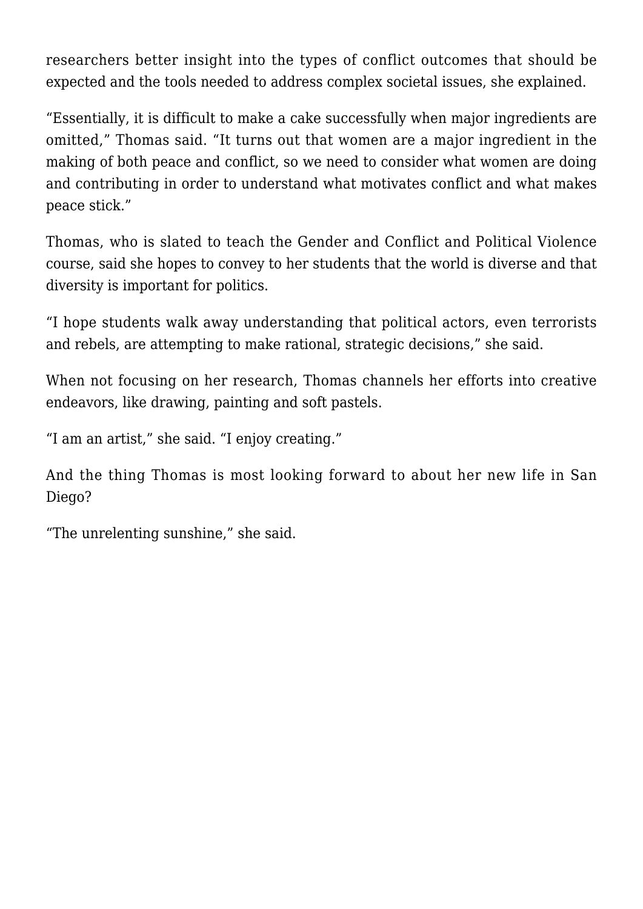researchers better insight into the types of conflict outcomes that should be expected and the tools needed to address complex societal issues, she explained.

"Essentially, it is difficult to make a cake successfully when major ingredients are omitted," Thomas said. "It turns out that women are a major ingredient in the making of both peace and conflict, so we need to consider what women are doing and contributing in order to understand what motivates conflict and what makes peace stick."

Thomas, who is slated to teach the Gender and Conflict and Political Violence course, said she hopes to convey to her students that the world is diverse and that diversity is important for politics.

"I hope students walk away understanding that political actors, even terrorists and rebels, are attempting to make rational, strategic decisions," she said.

When not focusing on her research, Thomas channels her efforts into creative endeavors, like drawing, painting and soft pastels.

"I am an artist," she said. "I enjoy creating."

And the thing Thomas is most looking forward to about her new life in San Diego?

"The unrelenting sunshine," she said.